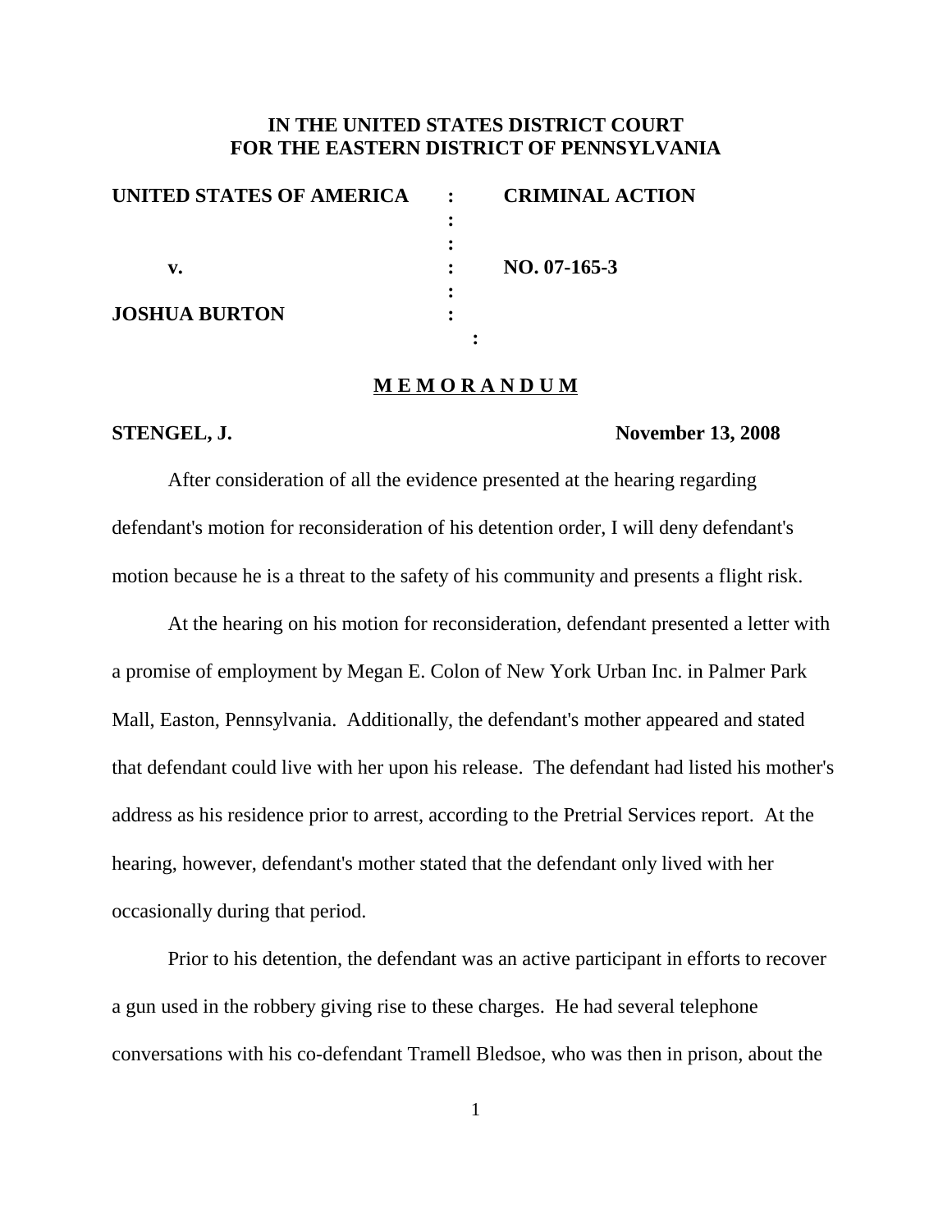**IN THE UNITED STATES DISTRICT COURT**
**FOR THE EASTERN DISTRICT OF PENNSYLVANIA**

| | | |
|---|---|---|
| **UNITED STATES OF AMERICA** | : | **CRIMINAL ACTION** |
| | : | |
| | : | |
| **v.** | : | **NO. 07-165-3** |
| | : | |
| **JOSHUA BURTON** | : | |
| | : | |

**M E M O R A N D U M**

**STENGEL, J.** **November 13, 2008**

After consideration of all the evidence presented at the hearing regarding defendant's motion for reconsideration of his detention order, I will deny defendant's motion because he is a threat to the safety of his community and presents a flight risk.

At the hearing on his motion for reconsideration, defendant presented a letter with a promise of employment by Megan E. Colon of New York Urban Inc. in Palmer Park Mall, Easton, Pennsylvania. Additionally, the defendant's mother appeared and stated that defendant could live with her upon his release. The defendant had listed his mother's address as his residence prior to arrest, according to the Pretrial Services report. At the hearing, however, defendant's mother stated that the defendant only lived with her occasionally during that period.

Prior to his detention, the defendant was an active participant in efforts to recover a gun used in the robbery giving rise to these charges. He had several telephone conversations with his co-defendant Tramell Bledsoe, who was then in prison, about the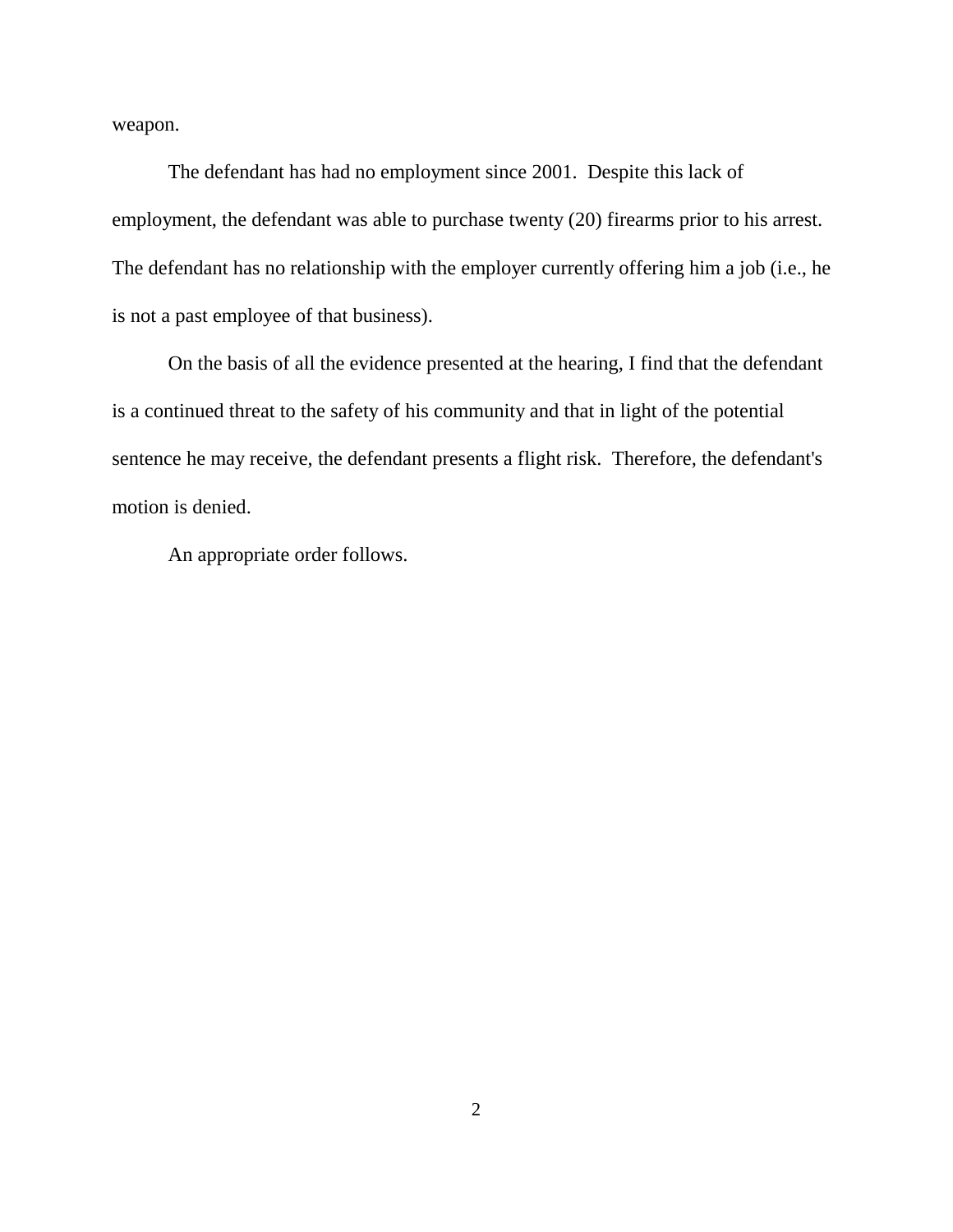weapon.

The defendant has had no employment since 2001. Despite this lack of employment, the defendant was able to purchase twenty (20) firearms prior to his arrest. The defendant has no relationship with the employer currently offering him a job (i.e., he is not a past employee of that business).

On the basis of all the evidence presented at the hearing, I find that the defendant is a continued threat to the safety of his community and that in light of the potential sentence he may receive, the defendant presents a flight risk. Therefore, the defendant's motion is denied.

An appropriate order follows.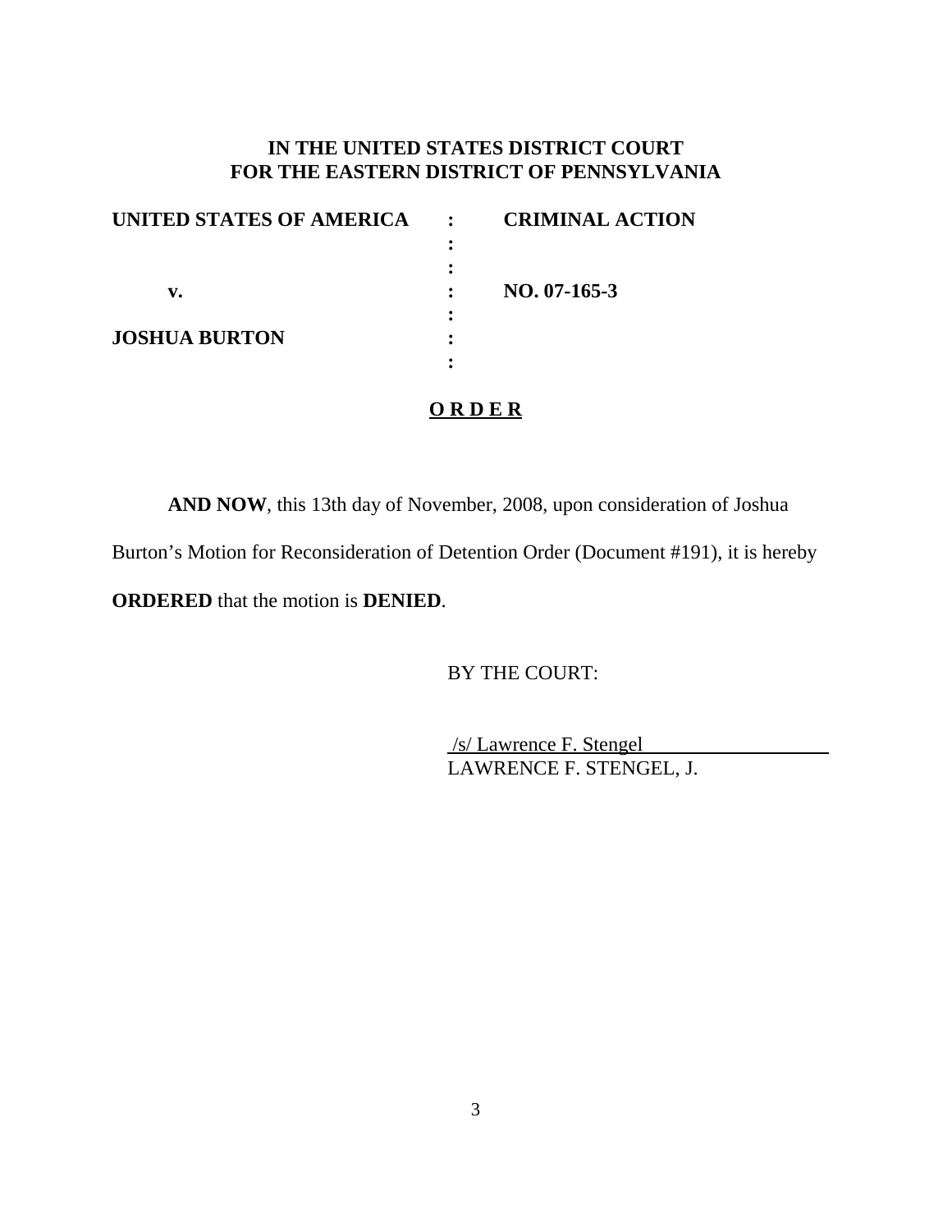**IN THE UNITED STATES DISTRICT COURT**
**FOR THE EASTERN DISTRICT OF PENNSYLVANIA**

| | | |
|---|---|---|
| **UNITED STATES OF AMERICA** | **:** | **CRIMINAL ACTION** |
| | **:** | |
| | **:** | |
| **v.** | **:** | **NO. 07-165-3** |
| | **:** | |
| **JOSHUA BURTON** | **:** | |
| | **:** | |

**O R D E R**

**AND NOW**, this 13th day of November, 2008, upon consideration of Joshua Burton's Motion for Reconsideration of Detention Order (Document #191), it is hereby **ORDERED** that the motion is **DENIED**.

BY THE COURT:

/s/ Lawrence F. Stengel
LAWRENCE F. STENGEL, J.